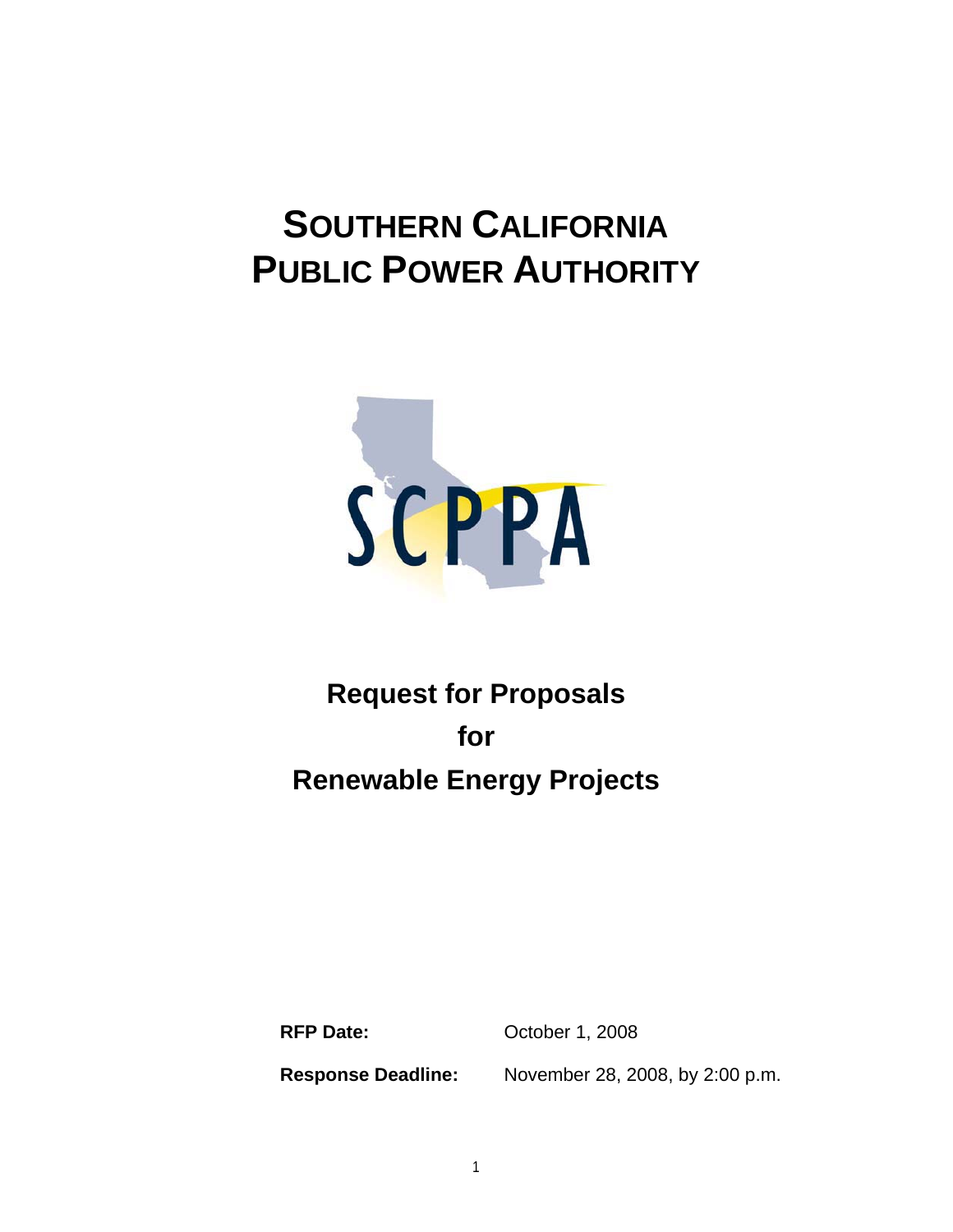# SOUTHERN CALIFORNIA PUBLIC POWER AUTHORITY

SCPPA

## Request for Proposals for Renewable Energy Projects

| | |
|---|---|
| **RFP Date:** | October 1, 2008 |
| **Response Deadline:** | November 28, 2008, by 2:00 p.m. |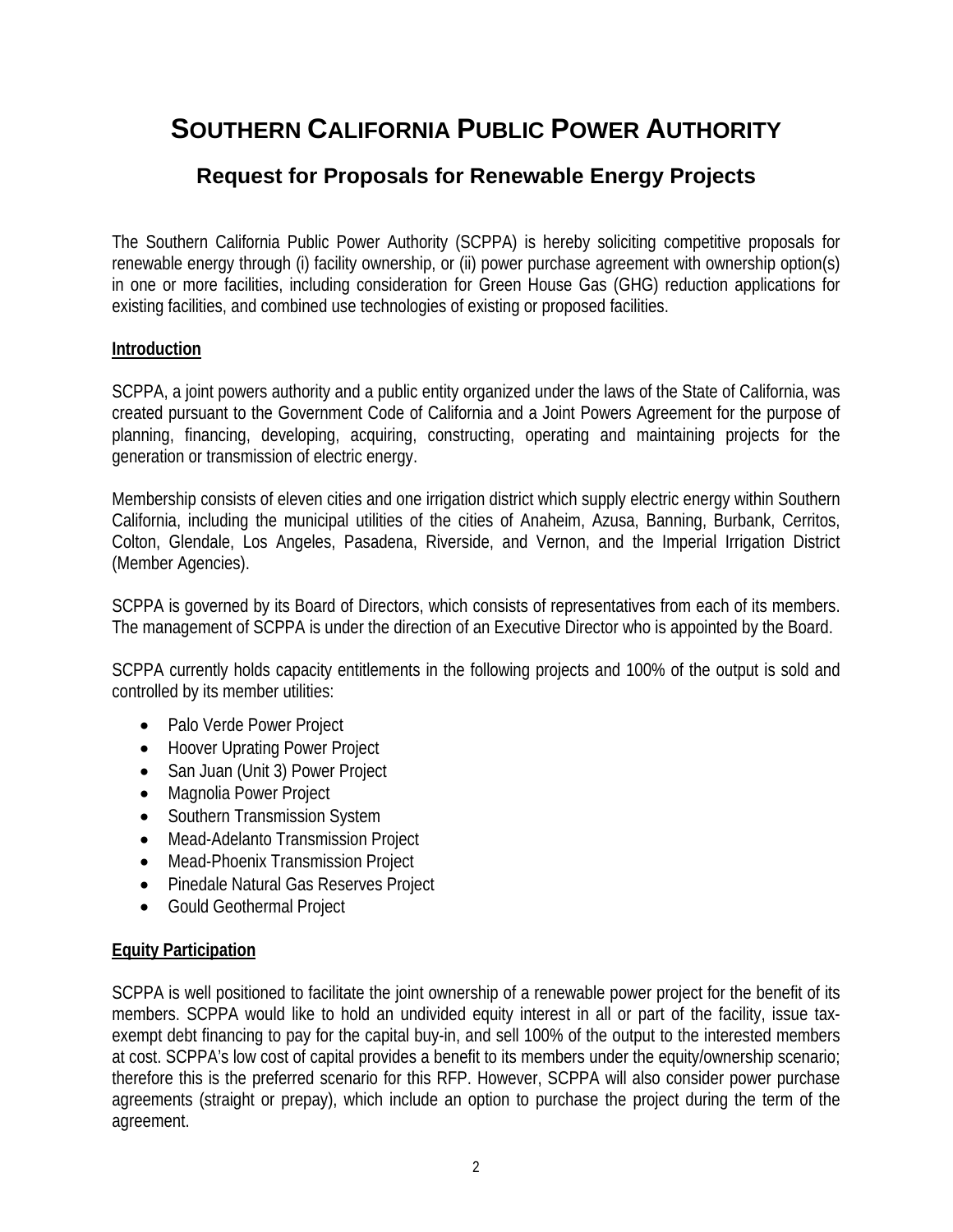# SOUTHERN CALIFORNIA PUBLIC POWER AUTHORITY

## Request for Proposals for Renewable Energy Projects

The Southern California Public Power Authority (SCPPA) is hereby soliciting competitive proposals for renewable energy through (i) facility ownership, or (ii) power purchase agreement with ownership option(s) in one or more facilities, including consideration for Green House Gas (GHG) reduction applications for existing facilities, and combined use technologies of existing or proposed facilities.

**Introduction**

SCPPA, a joint powers authority and a public entity organized under the laws of the State of California, was created pursuant to the Government Code of California and a Joint Powers Agreement for the purpose of planning, financing, developing, acquiring, constructing, operating and maintaining projects for the generation or transmission of electric energy.

Membership consists of eleven cities and one irrigation district which supply electric energy within Southern California, including the municipal utilities of the cities of Anaheim, Azusa, Banning, Burbank, Cerritos, Colton, Glendale, Los Angeles, Pasadena, Riverside, and Vernon, and the Imperial Irrigation District (Member Agencies).

SCPPA is governed by its Board of Directors, which consists of representatives from each of its members. The management of SCPPA is under the direction of an Executive Director who is appointed by the Board.

SCPPA currently holds capacity entitlements in the following projects and 100% of the output is sold and controlled by its member utilities:

- Palo Verde Power Project
- Hoover Uprating Power Project
- San Juan (Unit 3) Power Project
- Magnolia Power Project
- Southern Transmission System
- Mead-Adelanto Transmission Project
- Mead-Phoenix Transmission Project
- Pinedale Natural Gas Reserves Project
- Gould Geothermal Project

**Equity Participation**

SCPPA is well positioned to facilitate the joint ownership of a renewable power project for the benefit of its members. SCPPA would like to hold an undivided equity interest in all or part of the facility, issue tax-exempt debt financing to pay for the capital buy-in, and sell 100% of the output to the interested members at cost. SCPPA's low cost of capital provides a benefit to its members under the equity/ownership scenario; therefore this is the preferred scenario for this RFP. However, SCPPA will also consider power purchase agreements (straight or prepay), which include an option to purchase the project during the term of the agreement.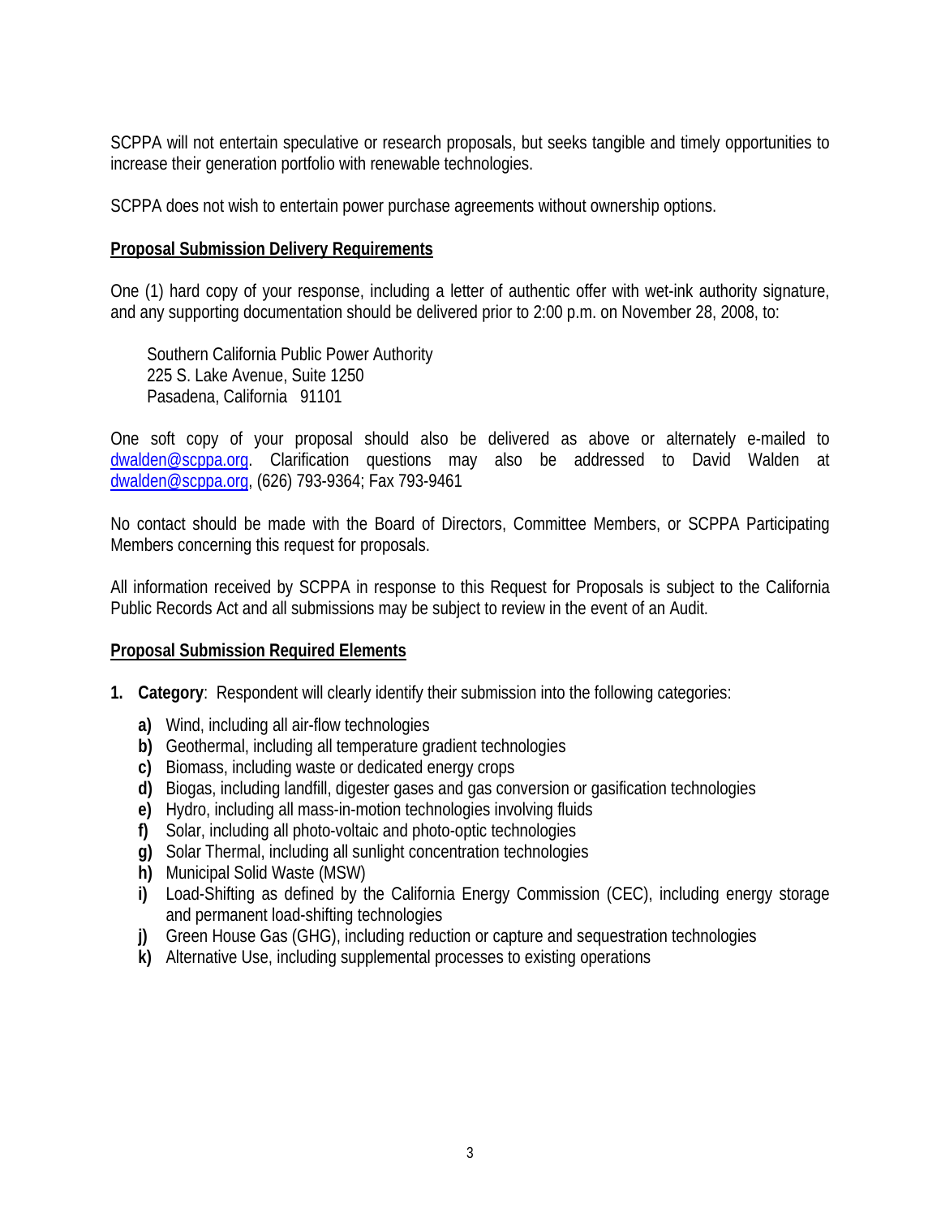SCPPA will not entertain speculative or research proposals, but seeks tangible and timely opportunities to increase their generation portfolio with renewable technologies.

SCPPA does not wish to entertain power purchase agreements without ownership options.

**<u>Proposal Submission Delivery Requirements</u>**

One (1) hard copy of your response, including a letter of authentic offer with wet-ink authority signature, and any supporting documentation should be delivered prior to 2:00 p.m. on November 28, 2008, to:

> Southern California Public Power Authority
> 225 S. Lake Avenue, Suite 1250
> Pasadena, California 91101

One soft copy of your proposal should also be delivered as above or alternately e-mailed to dwalden@scppa.org. Clarification questions may also be addressed to David Walden at dwalden@scppa.org, (626) 793-9364; Fax 793-9461

No contact should be made with the Board of Directors, Committee Members, or SCPPA Participating Members concerning this request for proposals.

All information received by SCPPA in response to this Request for Proposals is subject to the California Public Records Act and all submissions may be subject to review in the event of an Audit.

**<u>Proposal Submission Required Elements</u>**

1. **Category**: Respondent will clearly identify their submission into the following categories:
   - **a)** Wind, including all air-flow technologies
   - **b)** Geothermal, including all temperature gradient technologies
   - **c)** Biomass, including waste or dedicated energy crops
   - **d)** Biogas, including landfill, digester gases and gas conversion or gasification technologies
   - **e)** Hydro, including all mass-in-motion technologies involving fluids
   - **f)** Solar, including all photo-voltaic and photo-optic technologies
   - **g)** Solar Thermal, including all sunlight concentration technologies
   - **h)** Municipal Solid Waste (MSW)
   - **i)** Load-Shifting as defined by the California Energy Commission (CEC), including energy storage and permanent load-shifting technologies
   - **j)** Green House Gas (GHG), including reduction or capture and sequestration technologies
   - **k)** Alternative Use, including supplemental processes to existing operations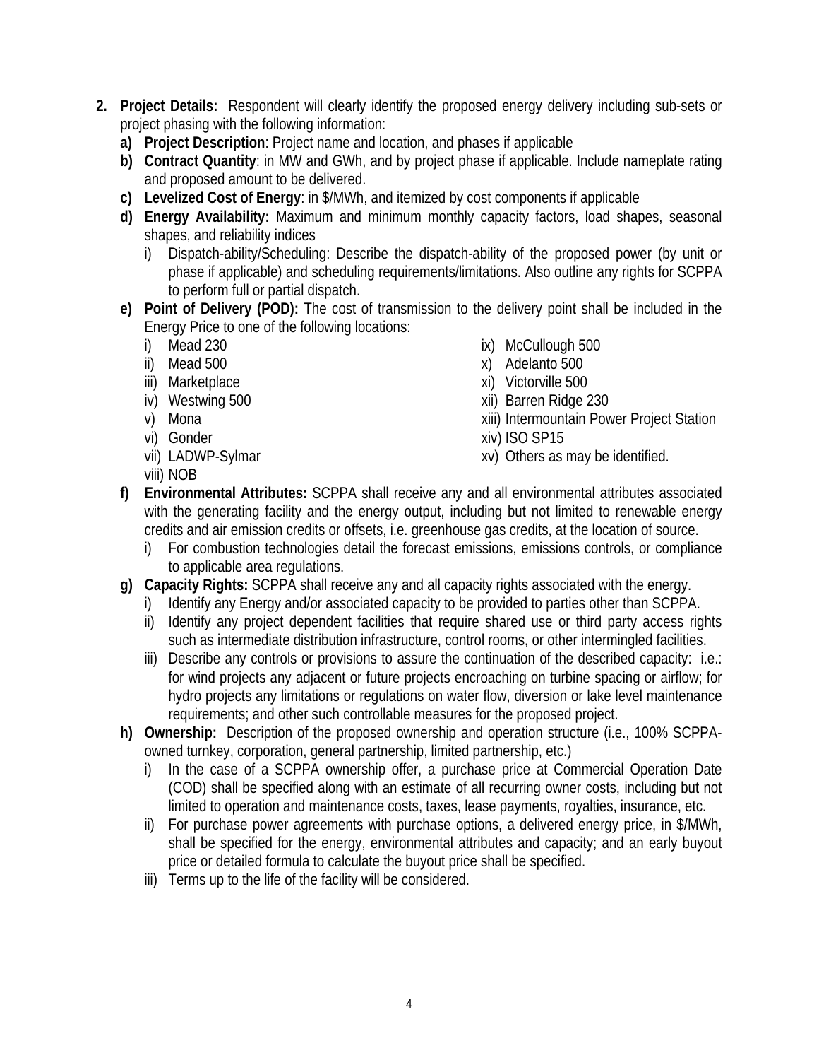2. **Project Details:** Respondent will clearly identify the proposed energy delivery including sub-sets or project phasing with the following information:
   a) **Project Description**: Project name and location, and phases if applicable
   b) **Contract Quantity**: in MW and GWh, and by project phase if applicable. Include nameplate rating and proposed amount to be delivered.
   c) **Levelized Cost of Energy**: in $/MWh, and itemized by cost components if applicable
   d) **Energy Availability:** Maximum and minimum monthly capacity factors, load shapes, seasonal shapes, and reliability indices
      i) Dispatch-ability/Scheduling: Describe the dispatch-ability of the proposed power (by unit or phase if applicable) and scheduling requirements/limitations. Also outline any rights for SCPPA to perform full or partial dispatch.
   e) **Point of Delivery (POD):** The cost of transmission to the delivery point shall be included in the Energy Price to one of the following locations:
      i) Mead 230
      ii) Mead 500
      iii) Marketplace
      iv) Westwing 500
      v) Mona
      vi) Gonder
      vii) LADWP-Sylmar
      viii) NOB
      ix) McCullough 500
      x) Adelanto 500
      xi) Victorville 500
      xii) Barren Ridge 230
      xiii) Intermountain Power Project Station
      xiv) ISO SP15
      xv) Others as may be identified.
   f) **Environmental Attributes:** SCPPA shall receive any and all environmental attributes associated with the generating facility and the energy output, including but not limited to renewable energy credits and air emission credits or offsets, i.e. greenhouse gas credits, at the location of source.
      i) For combustion technologies detail the forecast emissions, emissions controls, or compliance to applicable area regulations.
   g) **Capacity Rights:** SCPPA shall receive any and all capacity rights associated with the energy.
      i) Identify any Energy and/or associated capacity to be provided to parties other than SCPPA.
      ii) Identify any project dependent facilities that require shared use or third party access rights such as intermediate distribution infrastructure, control rooms, or other intermingled facilities.
      iii) Describe any controls or provisions to assure the continuation of the described capacity: i.e.: for wind projects any adjacent or future projects encroaching on turbine spacing or airflow; for hydro projects any limitations or regulations on water flow, diversion or lake level maintenance requirements; and other such controllable measures for the proposed project.
   h) **Ownership:** Description of the proposed ownership and operation structure (i.e., 100% SCPPA-owned turnkey, corporation, general partnership, limited partnership, etc.)
      i) In the case of a SCPPA ownership offer, a purchase price at Commercial Operation Date (COD) shall be specified along with an estimate of all recurring owner costs, including but not limited to operation and maintenance costs, taxes, lease payments, royalties, insurance, etc.
      ii) For purchase power agreements with purchase options, a delivered energy price, in $/MWh, shall be specified for the energy, environmental attributes and capacity; and an early buyout price or detailed formula to calculate the buyout price shall be specified.
      iii) Terms up to the life of the facility will be considered.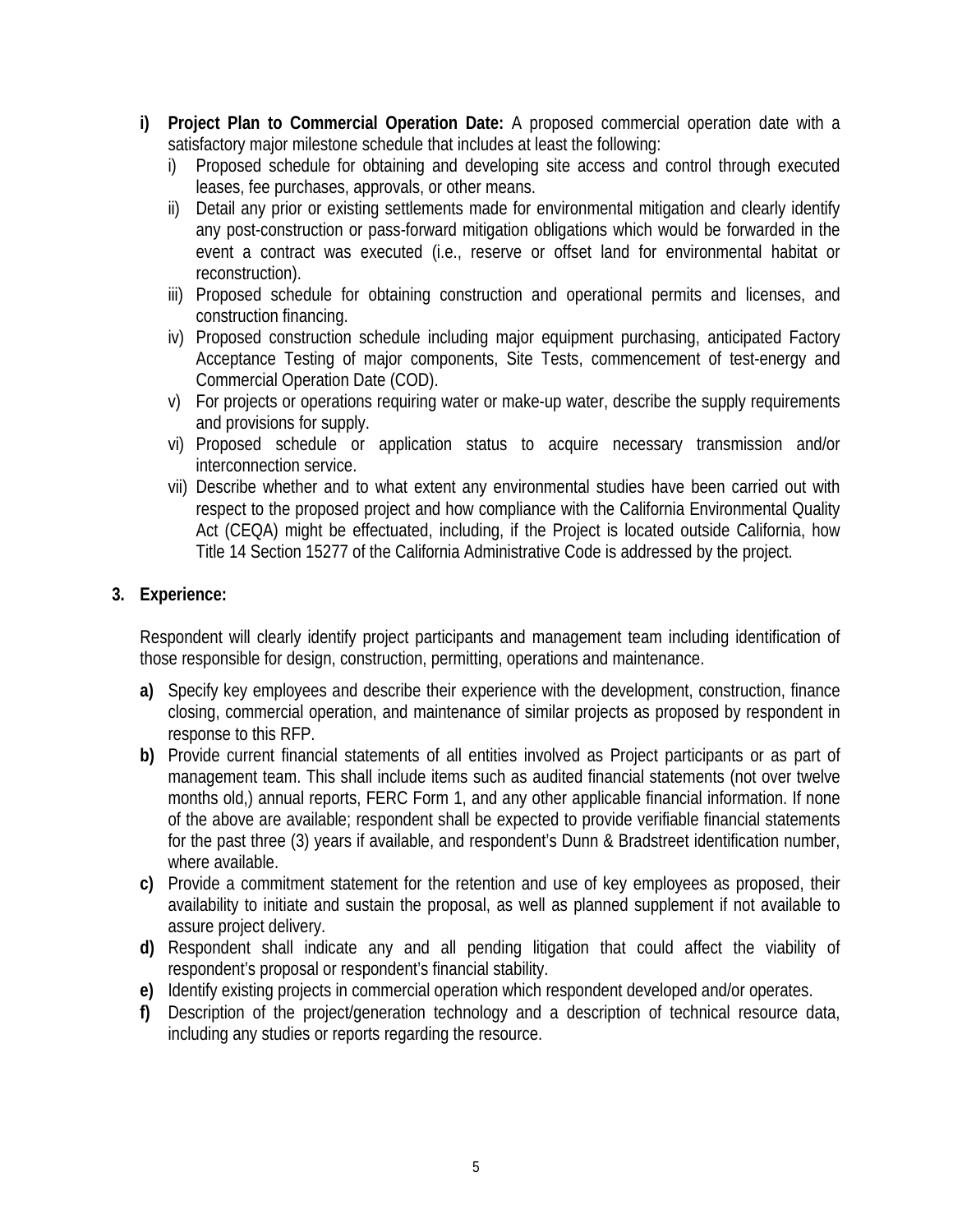- **i) Project Plan to Commercial Operation Date:** A proposed commercial operation date with a satisfactory major milestone schedule that includes at least the following:
  - i) Proposed schedule for obtaining and developing site access and control through executed leases, fee purchases, approvals, or other means.
  - ii) Detail any prior or existing settlements made for environmental mitigation and clearly identify any post-construction or pass-forward mitigation obligations which would be forwarded in the event a contract was executed (i.e., reserve or offset land for environmental habitat or reconstruction).
  - iii) Proposed schedule for obtaining construction and operational permits and licenses, and construction financing.
  - iv) Proposed construction schedule including major equipment purchasing, anticipated Factory Acceptance Testing of major components, Site Tests, commencement of test-energy and Commercial Operation Date (COD).
  - v) For projects or operations requiring water or make-up water, describe the supply requirements and provisions for supply.
  - vi) Proposed schedule or application status to acquire necessary transmission and/or interconnection service.
  - vii) Describe whether and to what extent any environmental studies have been carried out with respect to the proposed project and how compliance with the California Environmental Quality Act (CEQA) might be effectuated, including, if the Project is located outside California, how Title 14 Section 15277 of the California Administrative Code is addressed by the project.

**3. Experience:**

Respondent will clearly identify project participants and management team including identification of those responsible for design, construction, permitting, operations and maintenance.

- **a)** Specify key employees and describe their experience with the development, construction, finance closing, commercial operation, and maintenance of similar projects as proposed by respondent in response to this RFP.
- **b)** Provide current financial statements of all entities involved as Project participants or as part of management team. This shall include items such as audited financial statements (not over twelve months old,) annual reports, FERC Form 1, and any other applicable financial information. If none of the above are available; respondent shall be expected to provide verifiable financial statements for the past three (3) years if available, and respondent's Dunn & Bradstreet identification number, where available.
- **c)** Provide a commitment statement for the retention and use of key employees as proposed, their availability to initiate and sustain the proposal, as well as planned supplement if not available to assure project delivery.
- **d)** Respondent shall indicate any and all pending litigation that could affect the viability of respondent's proposal or respondent's financial stability.
- **e)** Identify existing projects in commercial operation which respondent developed and/or operates.
- **f)** Description of the project/generation technology and a description of technical resource data, including any studies or reports regarding the resource.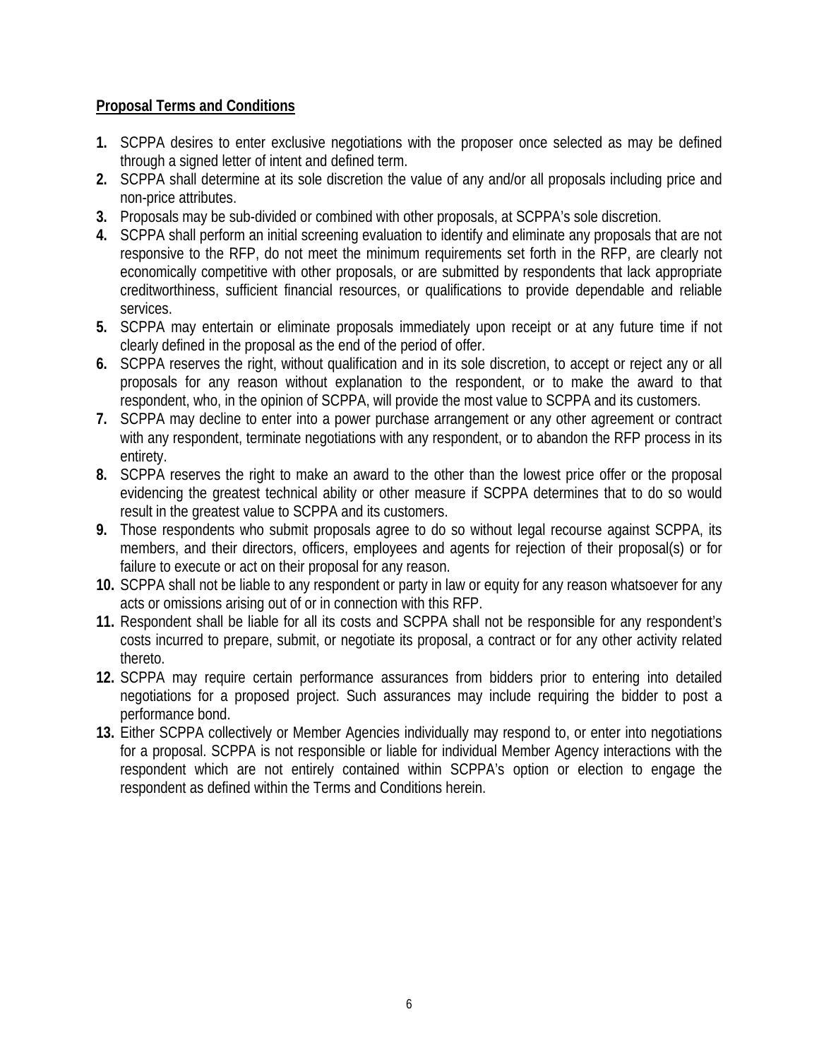**Proposal Terms and Conditions**

1. SCPPA desires to enter exclusive negotiations with the proposer once selected as may be defined through a signed letter of intent and defined term.
2. SCPPA shall determine at its sole discretion the value of any and/or all proposals including price and non-price attributes.
3. Proposals may be sub-divided or combined with other proposals, at SCPPA's sole discretion.
4. SCPPA shall perform an initial screening evaluation to identify and eliminate any proposals that are not responsive to the RFP, do not meet the minimum requirements set forth in the RFP, are clearly not economically competitive with other proposals, or are submitted by respondents that lack appropriate creditworthiness, sufficient financial resources, or qualifications to provide dependable and reliable services.
5. SCPPA may entertain or eliminate proposals immediately upon receipt or at any future time if not clearly defined in the proposal as the end of the period of offer.
6. SCPPA reserves the right, without qualification and in its sole discretion, to accept or reject any or all proposals for any reason without explanation to the respondent, or to make the award to that respondent, who, in the opinion of SCPPA, will provide the most value to SCPPA and its customers.
7. SCPPA may decline to enter into a power purchase arrangement or any other agreement or contract with any respondent, terminate negotiations with any respondent, or to abandon the RFP process in its entirety.
8. SCPPA reserves the right to make an award to the other than the lowest price offer or the proposal evidencing the greatest technical ability or other measure if SCPPA determines that to do so would result in the greatest value to SCPPA and its customers.
9. Those respondents who submit proposals agree to do so without legal recourse against SCPPA, its members, and their directors, officers, employees and agents for rejection of their proposal(s) or for failure to execute or act on their proposal for any reason.
10. SCPPA shall not be liable to any respondent or party in law or equity for any reason whatsoever for any acts or omissions arising out of or in connection with this RFP.
11. Respondent shall be liable for all its costs and SCPPA shall not be responsible for any respondent's costs incurred to prepare, submit, or negotiate its proposal, a contract or for any other activity related thereto.
12. SCPPA may require certain performance assurances from bidders prior to entering into detailed negotiations for a proposed project. Such assurances may include requiring the bidder to post a performance bond.
13. Either SCPPA collectively or Member Agencies individually may respond to, or enter into negotiations for a proposal. SCPPA is not responsible or liable for individual Member Agency interactions with the respondent which are not entirely contained within SCPPA's option or election to engage the respondent as defined within the Terms and Conditions herein.